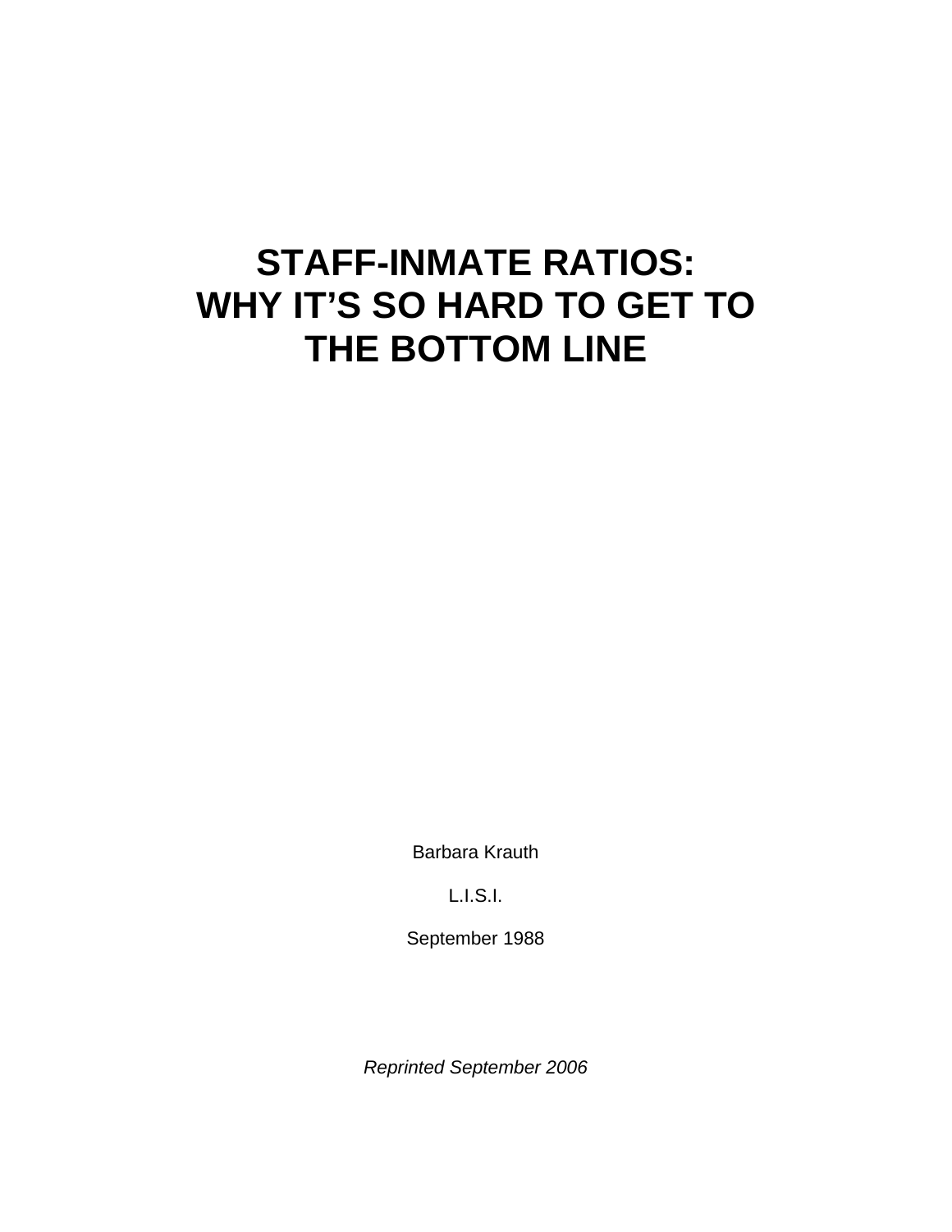# STAFF-INMATE RATIOS: WHY IT'S SO HARD TO GET TO THE BOTTOM LINE

Barbara Krauth

L.I.S.I.

September 1988

*Reprinted September 2006*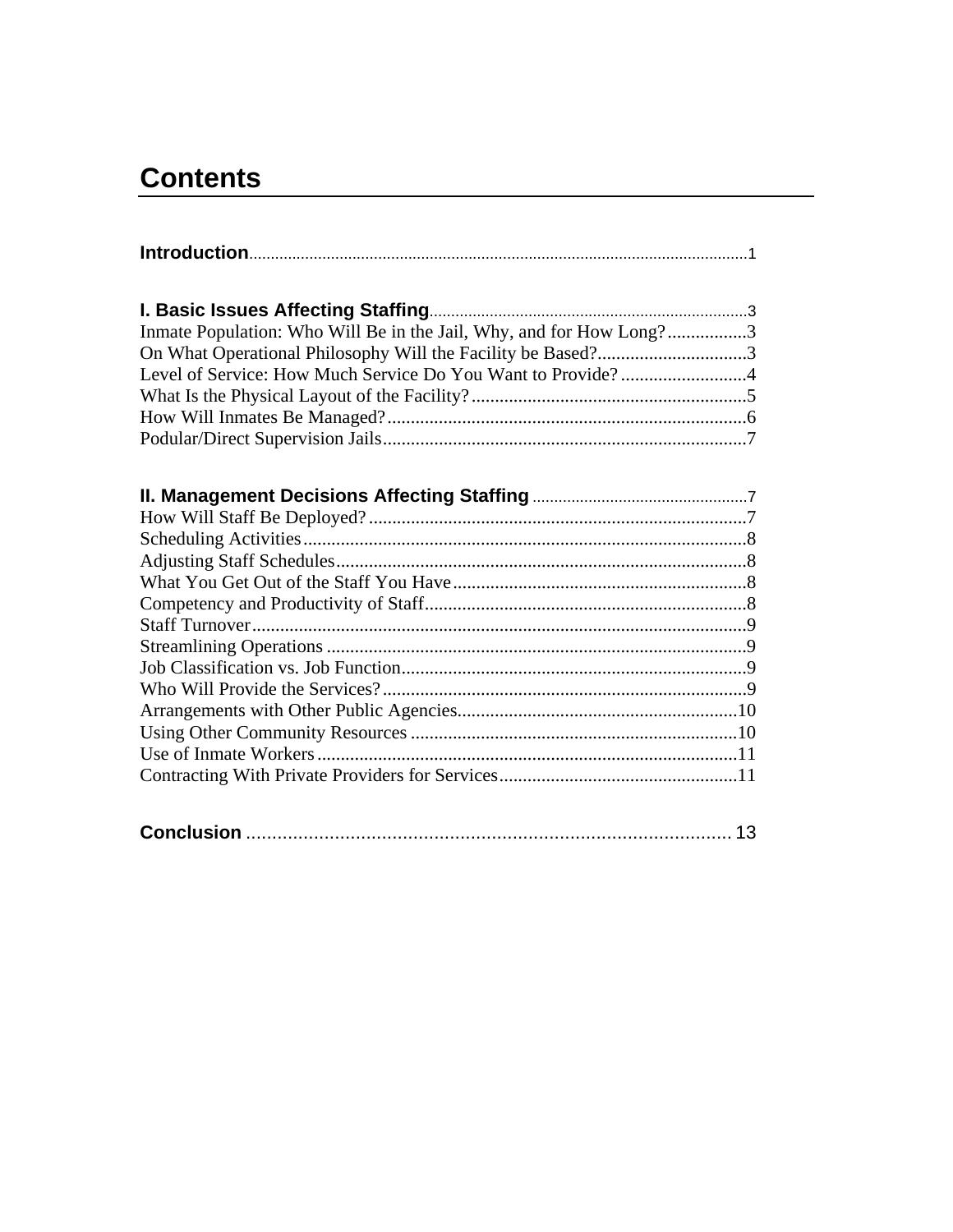# Contents

**Introduction** ..................................................................................................................1

**I. Basic Issues Affecting Staffing** .........................................................................3

Inmate Population: Who Will Be in the Jail, Why, and for How Long?.................3
On What Operational Philosophy Will the Facility be Based?................................3
Level of Service: How Much Service Do You Want to Provide?...........................4
What Is the Physical Layout of the Facility?...........................................................5
How Will Inmates Be Managed?.............................................................................6
Podular/Direct Supervision Jails..............................................................................7

**II. Management Decisions Affecting Staffing** .................................................7

How Will Staff Be Deployed?.................................................................................7
Scheduling Activities...............................................................................................8
Adjusting Staff Schedules........................................................................................8
What You Get Out of the Staff You Have...............................................................8
Competency and Productivity of Staff.....................................................................8
Staff Turnover..........................................................................................................9
Streamlining Operations ..........................................................................................9
Job Classification vs. Job Function..........................................................................9
Who Will Provide the Services?..............................................................................9
Arrangements with Other Public Agencies............................................................10
Using Other Community Resources ......................................................................10
Use of Inmate Workers...........................................................................................11
Contracting With Private Providers for Services...................................................11

**Conclusion** ............................................................................................. 13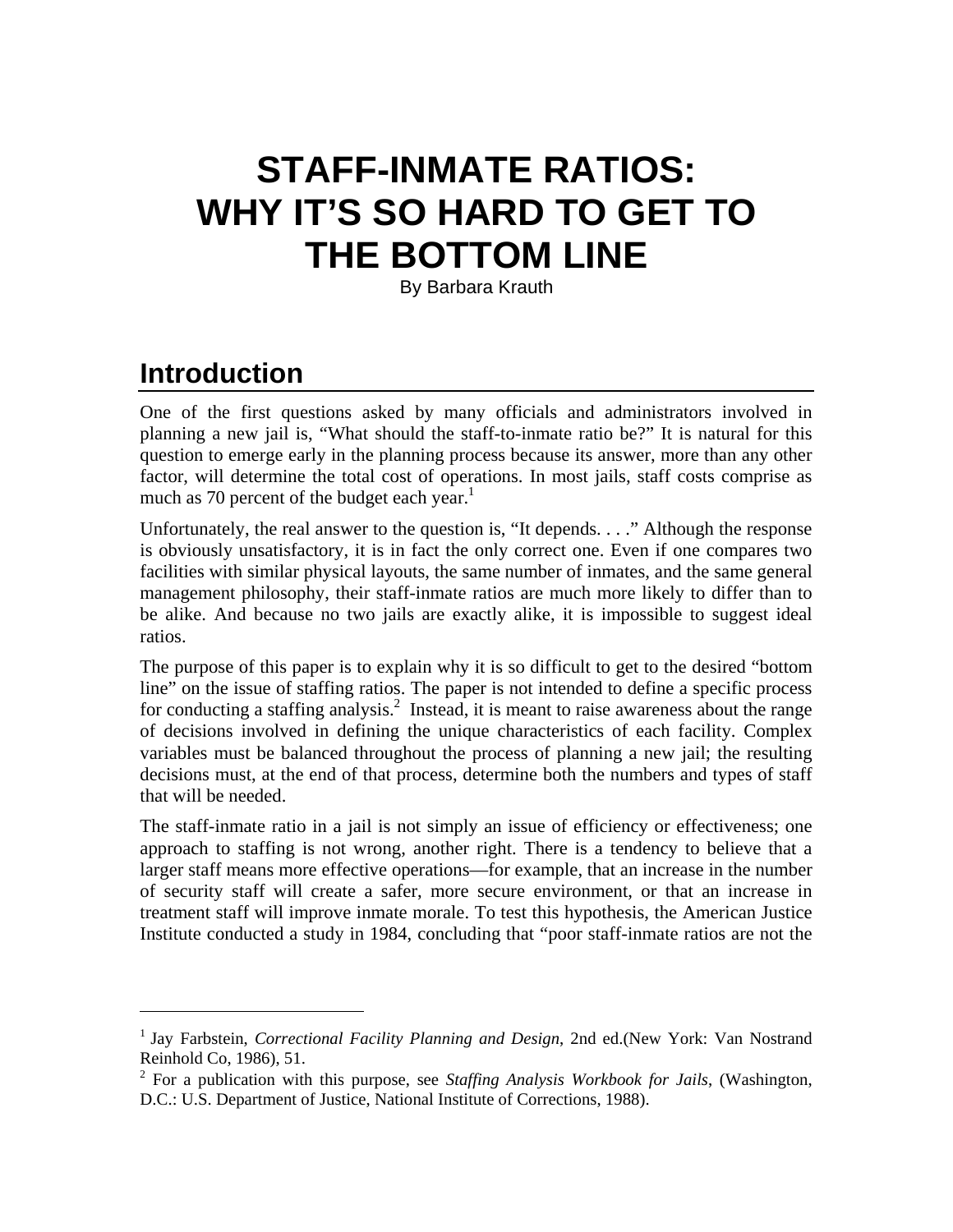# STAFF-INMATE RATIOS: WHY IT'S SO HARD TO GET TO THE BOTTOM LINE

By Barbara Krauth

## Introduction

One of the first questions asked by many officials and administrators involved in planning a new jail is, "What should the staff-to-inmate ratio be?" It is natural for this question to emerge early in the planning process because its answer, more than any other factor, will determine the total cost of operations. In most jails, staff costs comprise as much as 70 percent of the budget each year.[1]

Unfortunately, the real answer to the question is, "It depends. . . ." Although the response is obviously unsatisfactory, it is in fact the only correct one. Even if one compares two facilities with similar physical layouts, the same number of inmates, and the same general management philosophy, their staff-inmate ratios are much more likely to differ than to be alike. And because no two jails are exactly alike, it is impossible to suggest ideal ratios.

The purpose of this paper is to explain why it is so difficult to get to the desired "bottom line" on the issue of staffing ratios. The paper is not intended to define a specific process for conducting a staffing analysis.[2] Instead, it is meant to raise awareness about the range of decisions involved in defining the unique characteristics of each facility. Complex variables must be balanced throughout the process of planning a new jail; the resulting decisions must, at the end of that process, determine both the numbers and types of staff that will be needed.

The staff-inmate ratio in a jail is not simply an issue of efficiency or effectiveness; one approach to staffing is not wrong, another right. There is a tendency to believe that a larger staff means more effective operations—for example, that an increase in the number of security staff will create a safer, more secure environment, or that an increase in treatment staff will improve inmate morale. To test this hypothesis, the American Justice Institute conducted a study in 1984, concluding that "poor staff-inmate ratios are not the

---

[1] Jay Farbstein, *Correctional Facility Planning and Design*, 2nd ed.(New York: Van Nostrand Reinhold Co, 1986), 51.

[2] For a publication with this purpose, see *Staffing Analysis Workbook for Jails*, (Washington, D.C.: U.S. Department of Justice, National Institute of Corrections, 1988).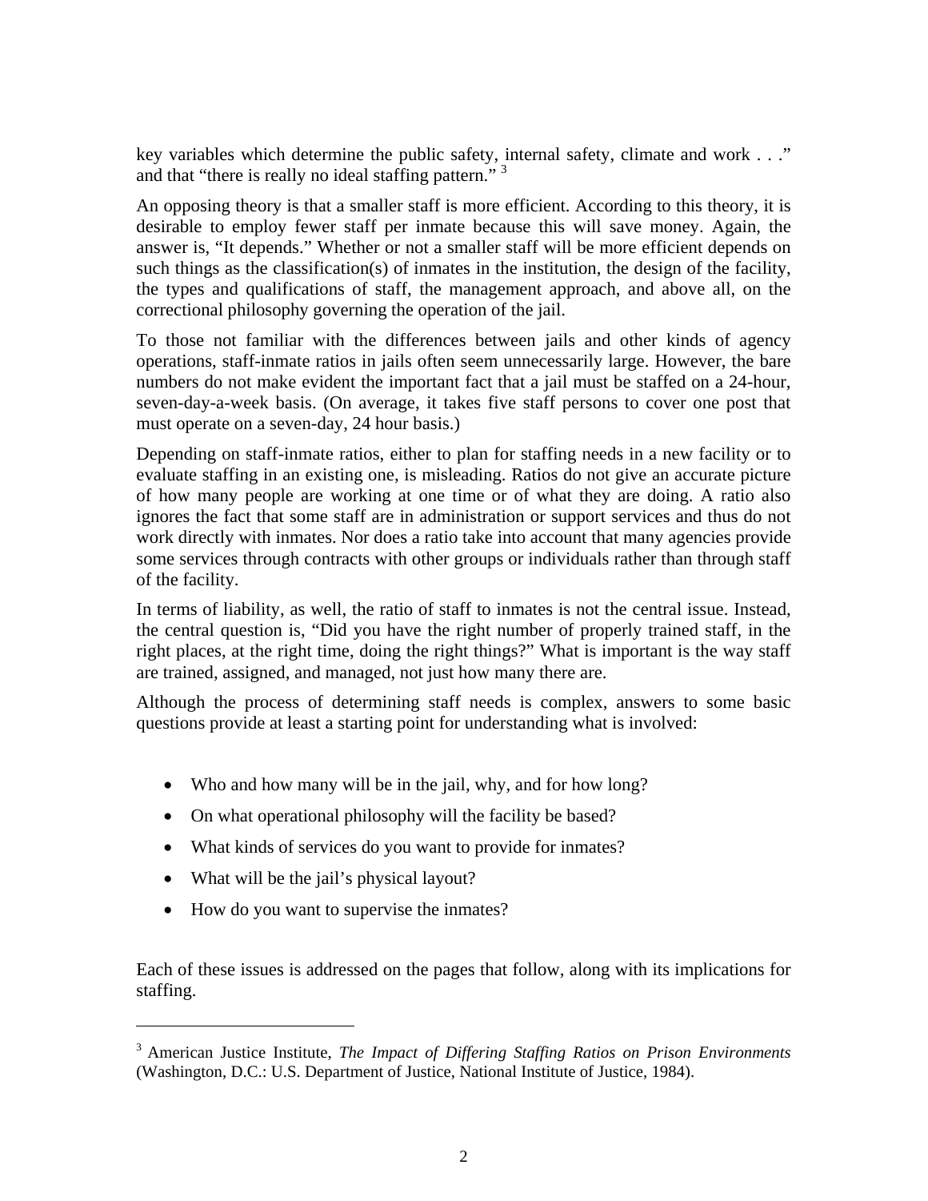key variables which determine the public safety, internal safety, climate and work . . ." and that "there is really no ideal staffing pattern." [3]

An opposing theory is that a smaller staff is more efficient. According to this theory, it is desirable to employ fewer staff per inmate because this will save money. Again, the answer is, "It depends." Whether or not a smaller staff will be more efficient depends on such things as the classification(s) of inmates in the institution, the design of the facility, the types and qualifications of staff, the management approach, and above all, on the correctional philosophy governing the operation of the jail.

To those not familiar with the differences between jails and other kinds of agency operations, staff-inmate ratios in jails often seem unnecessarily large. However, the bare numbers do not make evident the important fact that a jail must be staffed on a 24-hour, seven-day-a-week basis. (On average, it takes five staff persons to cover one post that must operate on a seven-day, 24 hour basis.)

Depending on staff-inmate ratios, either to plan for staffing needs in a new facility or to evaluate staffing in an existing one, is misleading. Ratios do not give an accurate picture of how many people are working at one time or of what they are doing. A ratio also ignores the fact that some staff are in administration or support services and thus do not work directly with inmates. Nor does a ratio take into account that many agencies provide some services through contracts with other groups or individuals rather than through staff of the facility.

In terms of liability, as well, the ratio of staff to inmates is not the central issue. Instead, the central question is, "Did you have the right number of properly trained staff, in the right places, at the right time, doing the right things?" What is important is the way staff are trained, assigned, and managed, not just how many there are.

Although the process of determining staff needs is complex, answers to some basic questions provide at least a starting point for understanding what is involved:

- Who and how many will be in the jail, why, and for how long?
- On what operational philosophy will the facility be based?
- What kinds of services do you want to provide for inmates?
- What will be the jail's physical layout?
- How do you want to supervise the inmates?

Each of these issues is addressed on the pages that follow, along with its implications for staffing.

---

[3] American Justice Institute, *The Impact of Differing Staffing Ratios on Prison Environments* (Washington, D.C.: U.S. Department of Justice, National Institute of Justice, 1984).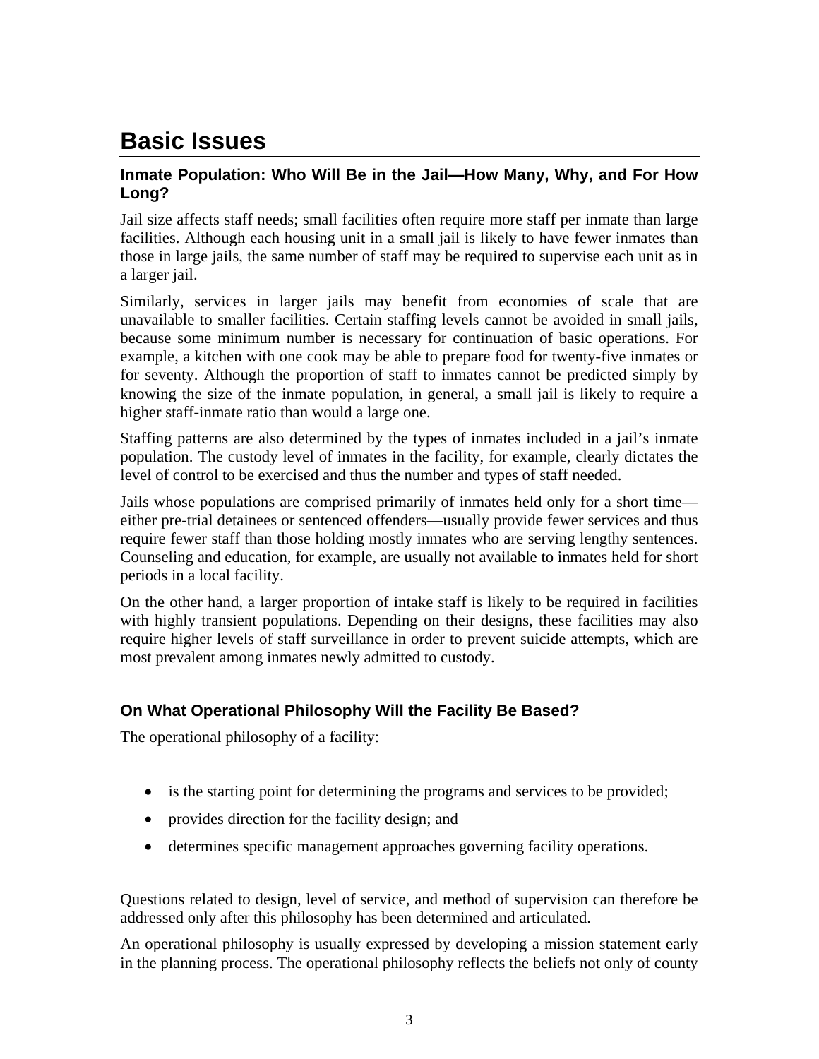# Basic Issues

### Inmate Population: Who Will Be in the Jail—How Many, Why, and For How Long?

Jail size affects staff needs; small facilities often require more staff per inmate than large facilities. Although each housing unit in a small jail is likely to have fewer inmates than those in large jails, the same number of staff may be required to supervise each unit as in a larger jail.

Similarly, services in larger jails may benefit from economies of scale that are unavailable to smaller facilities. Certain staffing levels cannot be avoided in small jails, because some minimum number is necessary for continuation of basic operations. For example, a kitchen with one cook may be able to prepare food for twenty-five inmates or for seventy. Although the proportion of staff to inmates cannot be predicted simply by knowing the size of the inmate population, in general, a small jail is likely to require a higher staff-inmate ratio than would a large one.

Staffing patterns are also determined by the types of inmates included in a jail's inmate population. The custody level of inmates in the facility, for example, clearly dictates the level of control to be exercised and thus the number and types of staff needed.

Jails whose populations are comprised primarily of inmates held only for a short time—either pre-trial detainees or sentenced offenders—usually provide fewer services and thus require fewer staff than those holding mostly inmates who are serving lengthy sentences. Counseling and education, for example, are usually not available to inmates held for short periods in a local facility.

On the other hand, a larger proportion of intake staff is likely to be required in facilities with highly transient populations. Depending on their designs, these facilities may also require higher levels of staff surveillance in order to prevent suicide attempts, which are most prevalent among inmates newly admitted to custody.

### On What Operational Philosophy Will the Facility Be Based?

The operational philosophy of a facility:

- is the starting point for determining the programs and services to be provided;
- provides direction for the facility design; and
- determines specific management approaches governing facility operations.

Questions related to design, level of service, and method of supervision can therefore be addressed only after this philosophy has been determined and articulated.

An operational philosophy is usually expressed by developing a mission statement early in the planning process. The operational philosophy reflects the beliefs not only of county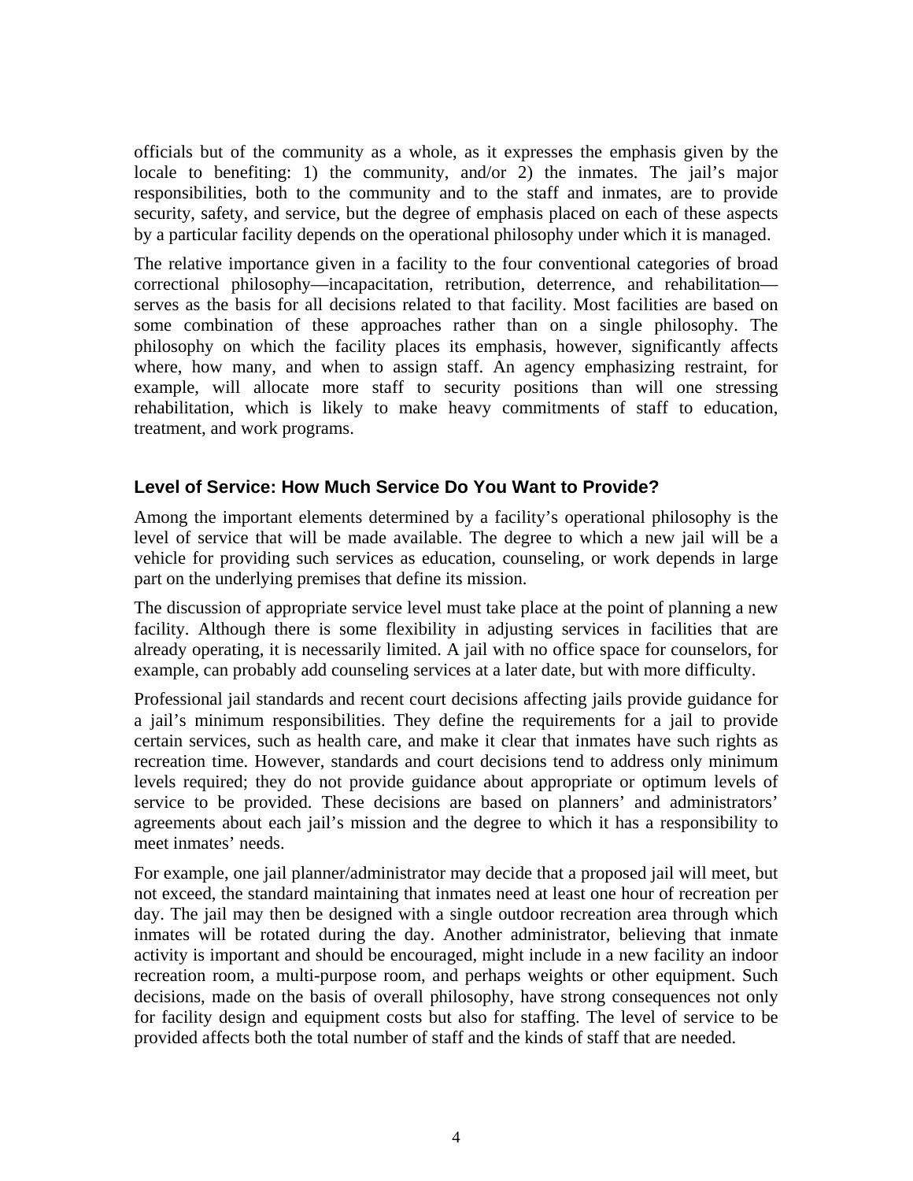officials but of the community as a whole, as it expresses the emphasis given by the locale to benefiting: 1) the community, and/or 2) the inmates. The jail's major responsibilities, both to the community and to the staff and inmates, are to provide security, safety, and service, but the degree of emphasis placed on each of these aspects by a particular facility depends on the operational philosophy under which it is managed.

The relative importance given in a facility to the four conventional categories of broad correctional philosophy—incapacitation, retribution, deterrence, and rehabilitation—serves as the basis for all decisions related to that facility. Most facilities are based on some combination of these approaches rather than on a single philosophy. The philosophy on which the facility places its emphasis, however, significantly affects where, how many, and when to assign staff. An agency emphasizing restraint, for example, will allocate more staff to security positions than will one stressing rehabilitation, which is likely to make heavy commitments of staff to education, treatment, and work programs.

### Level of Service: How Much Service Do You Want to Provide?

Among the important elements determined by a facility's operational philosophy is the level of service that will be made available. The degree to which a new jail will be a vehicle for providing such services as education, counseling, or work depends in large part on the underlying premises that define its mission.

The discussion of appropriate service level must take place at the point of planning a new facility. Although there is some flexibility in adjusting services in facilities that are already operating, it is necessarily limited. A jail with no office space for counselors, for example, can probably add counseling services at a later date, but with more difficulty.

Professional jail standards and recent court decisions affecting jails provide guidance for a jail's minimum responsibilities. They define the requirements for a jail to provide certain services, such as health care, and make it clear that inmates have such rights as recreation time. However, standards and court decisions tend to address only minimum levels required; they do not provide guidance about appropriate or optimum levels of service to be provided. These decisions are based on planners' and administrators' agreements about each jail's mission and the degree to which it has a responsibility to meet inmates' needs.

For example, one jail planner/administrator may decide that a proposed jail will meet, but not exceed, the standard maintaining that inmates need at least one hour of recreation per day. The jail may then be designed with a single outdoor recreation area through which inmates will be rotated during the day. Another administrator, believing that inmate activity is important and should be encouraged, might include in a new facility an indoor recreation room, a multi-purpose room, and perhaps weights or other equipment. Such decisions, made on the basis of overall philosophy, have strong consequences not only for facility design and equipment costs but also for staffing. The level of service to be provided affects both the total number of staff and the kinds of staff that are needed.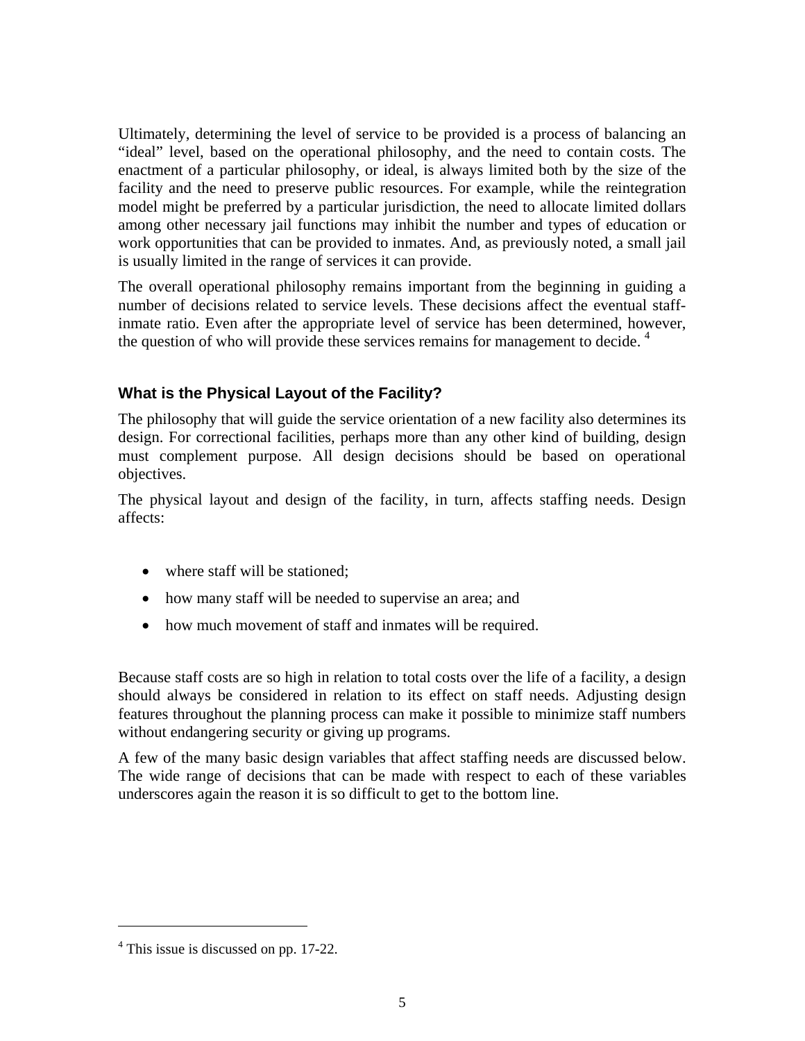Ultimately, determining the level of service to be provided is a process of balancing an "ideal" level, based on the operational philosophy, and the need to contain costs. The enactment of a particular philosophy, or ideal, is always limited both by the size of the facility and the need to preserve public resources. For example, while the reintegration model might be preferred by a particular jurisdiction, the need to allocate limited dollars among other necessary jail functions may inhibit the number and types of education or work opportunities that can be provided to inmates. And, as previously noted, a small jail is usually limited in the range of services it can provide.

The overall operational philosophy remains important from the beginning in guiding a number of decisions related to service levels. These decisions affect the eventual staff-inmate ratio. Even after the appropriate level of service has been determined, however, the question of who will provide these services remains for management to decide. [4]

### What is the Physical Layout of the Facility?

The philosophy that will guide the service orientation of a new facility also determines its design. For correctional facilities, perhaps more than any other kind of building, design must complement purpose. All design decisions should be based on operational objectives.

The physical layout and design of the facility, in turn, affects staffing needs. Design affects:

- where staff will be stationed;
- how many staff will be needed to supervise an area; and
- how much movement of staff and inmates will be required.

Because staff costs are so high in relation to total costs over the life of a facility, a design should always be considered in relation to its effect on staff needs. Adjusting design features throughout the planning process can make it possible to minimize staff numbers without endangering security or giving up programs.

A few of the many basic design variables that affect staffing needs are discussed below. The wide range of decisions that can be made with respect to each of these variables underscores again the reason it is so difficult to get to the bottom line.

---

[4] This issue is discussed on pp. 17-22.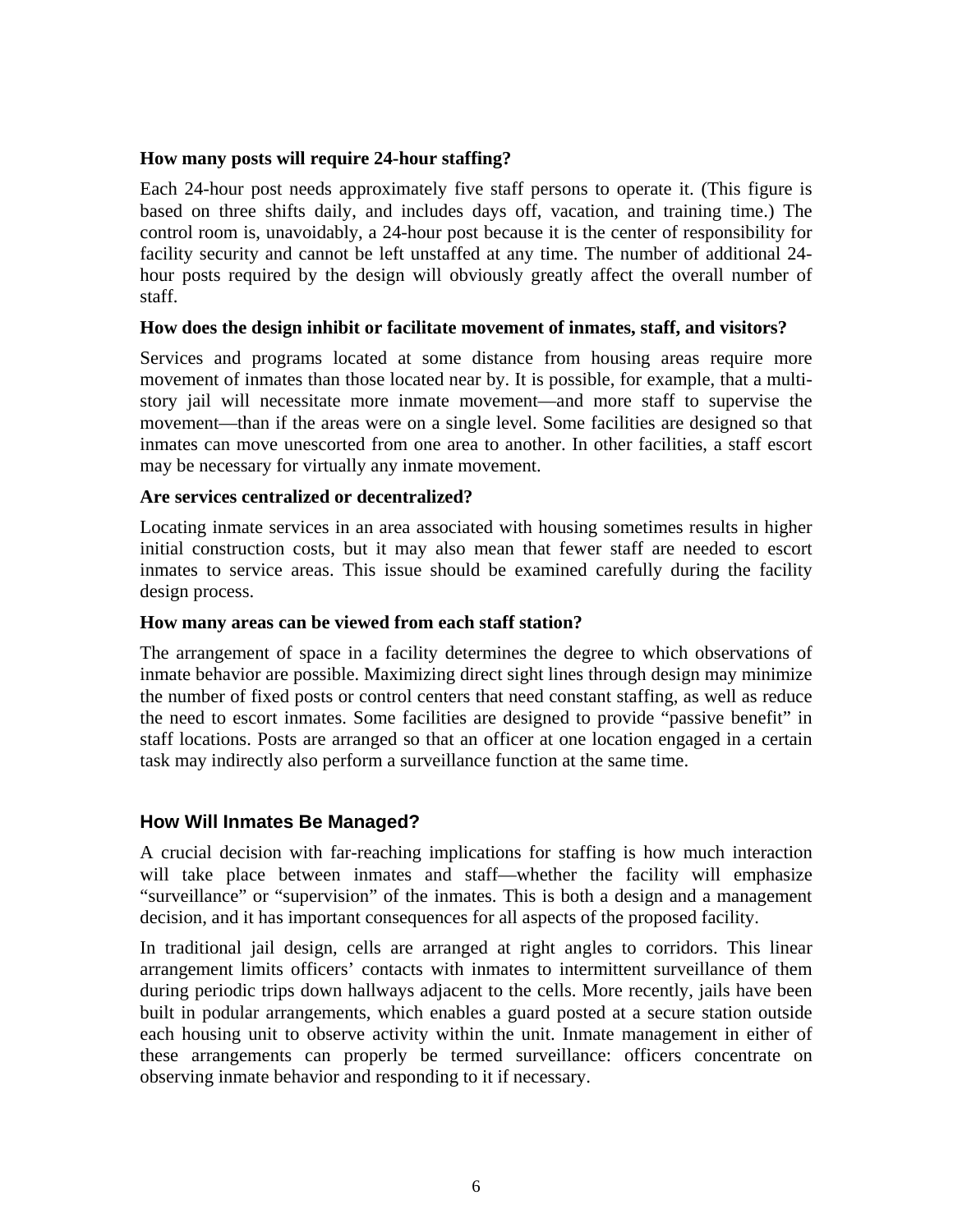**How many posts will require 24-hour staffing?**

Each 24-hour post needs approximately five staff persons to operate it. (This figure is based on three shifts daily, and includes days off, vacation, and training time.) The control room is, unavoidably, a 24-hour post because it is the center of responsibility for facility security and cannot be left unstaffed at any time. The number of additional 24-hour posts required by the design will obviously greatly affect the overall number of staff.

**How does the design inhibit or facilitate movement of inmates, staff, and visitors?**

Services and programs located at some distance from housing areas require more movement of inmates than those located near by. It is possible, for example, that a multi-story jail will necessitate more inmate movement—and more staff to supervise the movement—than if the areas were on a single level. Some facilities are designed so that inmates can move unescorted from one area to another. In other facilities, a staff escort may be necessary for virtually any inmate movement.

**Are services centralized or decentralized?**

Locating inmate services in an area associated with housing sometimes results in higher initial construction costs, but it may also mean that fewer staff are needed to escort inmates to service areas. This issue should be examined carefully during the facility design process.

**How many areas can be viewed from each staff station?**

The arrangement of space in a facility determines the degree to which observations of inmate behavior are possible. Maximizing direct sight lines through design may minimize the number of fixed posts or control centers that need constant staffing, as well as reduce the need to escort inmates. Some facilities are designed to provide "passive benefit" in staff locations. Posts are arranged so that an officer at one location engaged in a certain task may indirectly also perform a surveillance function at the same time.

## How Will Inmates Be Managed?

A crucial decision with far-reaching implications for staffing is how much interaction will take place between inmates and staff—whether the facility will emphasize "surveillance" or "supervision" of the inmates. This is both a design and a management decision, and it has important consequences for all aspects of the proposed facility.

In traditional jail design, cells are arranged at right angles to corridors. This linear arrangement limits officers' contacts with inmates to intermittent surveillance of them during periodic trips down hallways adjacent to the cells. More recently, jails have been built in podular arrangements, which enables a guard posted at a secure station outside each housing unit to observe activity within the unit. Inmate management in either of these arrangements can properly be termed surveillance: officers concentrate on observing inmate behavior and responding to it if necessary.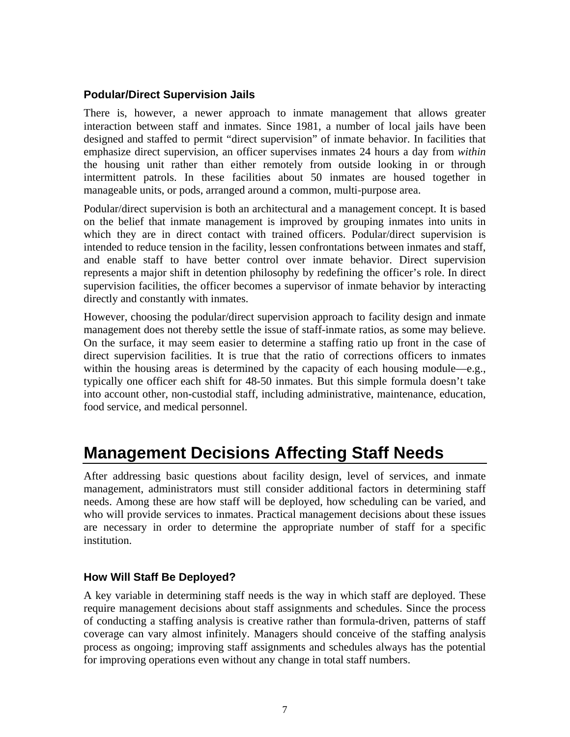### Podular/Direct Supervision Jails

There is, however, a newer approach to inmate management that allows greater interaction between staff and inmates. Since 1981, a number of local jails have been designed and staffed to permit "direct supervision" of inmate behavior. In facilities that emphasize direct supervision, an officer supervises inmates 24 hours a day from *within* the housing unit rather than either remotely from outside looking in or through intermittent patrols. In these facilities about 50 inmates are housed together in manageable units, or pods, arranged around a common, multi-purpose area.

Podular/direct supervision is both an architectural and a management concept. It is based on the belief that inmate management is improved by grouping inmates into units in which they are in direct contact with trained officers. Podular/direct supervision is intended to reduce tension in the facility, lessen confrontations between inmates and staff, and enable staff to have better control over inmate behavior. Direct supervision represents a major shift in detention philosophy by redefining the officer's role. In direct supervision facilities, the officer becomes a supervisor of inmate behavior by interacting directly and constantly with inmates.

However, choosing the podular/direct supervision approach to facility design and inmate management does not thereby settle the issue of staff-inmate ratios, as some may believe. On the surface, it may seem easier to determine a staffing ratio up front in the case of direct supervision facilities. It is true that the ratio of corrections officers to inmates within the housing areas is determined by the capacity of each housing module—e.g., typically one officer each shift for 48-50 inmates. But this simple formula doesn't take into account other, non-custodial staff, including administrative, maintenance, education, food service, and medical personnel.

## Management Decisions Affecting Staff Needs

After addressing basic questions about facility design, level of services, and inmate management, administrators must still consider additional factors in determining staff needs. Among these are how staff will be deployed, how scheduling can be varied, and who will provide services to inmates. Practical management decisions about these issues are necessary in order to determine the appropriate number of staff for a specific institution.

### How Will Staff Be Deployed?

A key variable in determining staff needs is the way in which staff are deployed. These require management decisions about staff assignments and schedules. Since the process of conducting a staffing analysis is creative rather than formula-driven, patterns of staff coverage can vary almost infinitely. Managers should conceive of the staffing analysis process as ongoing; improving staff assignments and schedules always has the potential for improving operations even without any change in total staff numbers.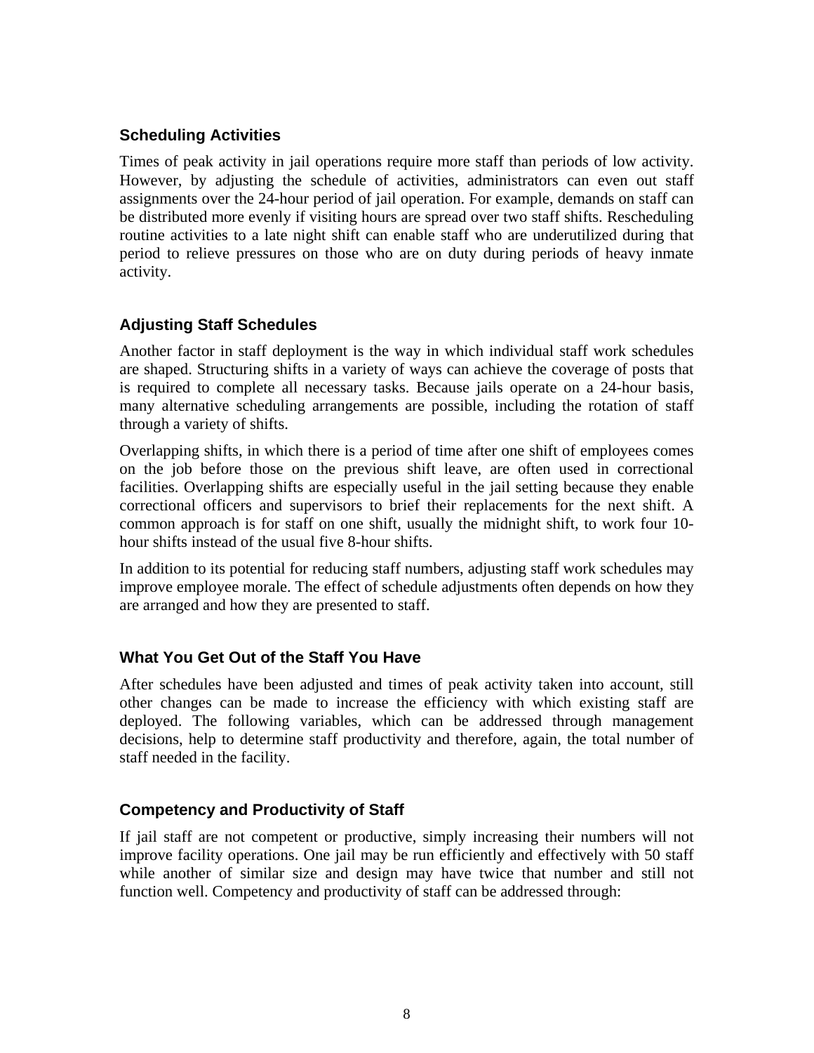### Scheduling Activities

Times of peak activity in jail operations require more staff than periods of low activity. However, by adjusting the schedule of activities, administrators can even out staff assignments over the 24-hour period of jail operation. For example, demands on staff can be distributed more evenly if visiting hours are spread over two staff shifts. Rescheduling routine activities to a late night shift can enable staff who are underutilized during that period to relieve pressures on those who are on duty during periods of heavy inmate activity.

### Adjusting Staff Schedules

Another factor in staff deployment is the way in which individual staff work schedules are shaped. Structuring shifts in a variety of ways can achieve the coverage of posts that is required to complete all necessary tasks. Because jails operate on a 24-hour basis, many alternative scheduling arrangements are possible, including the rotation of staff through a variety of shifts.

Overlapping shifts, in which there is a period of time after one shift of employees comes on the job before those on the previous shift leave, are often used in correctional facilities. Overlapping shifts are especially useful in the jail setting because they enable correctional officers and supervisors to brief their replacements for the next shift. A common approach is for staff on one shift, usually the midnight shift, to work four 10-hour shifts instead of the usual five 8-hour shifts.

In addition to its potential for reducing staff numbers, adjusting staff work schedules may improve employee morale. The effect of schedule adjustments often depends on how they are arranged and how they are presented to staff.

### What You Get Out of the Staff You Have

After schedules have been adjusted and times of peak activity taken into account, still other changes can be made to increase the efficiency with which existing staff are deployed. The following variables, which can be addressed through management decisions, help to determine staff productivity and therefore, again, the total number of staff needed in the facility.

### Competency and Productivity of Staff

If jail staff are not competent or productive, simply increasing their numbers will not improve facility operations. One jail may be run efficiently and effectively with 50 staff while another of similar size and design may have twice that number and still not function well. Competency and productivity of staff can be addressed through: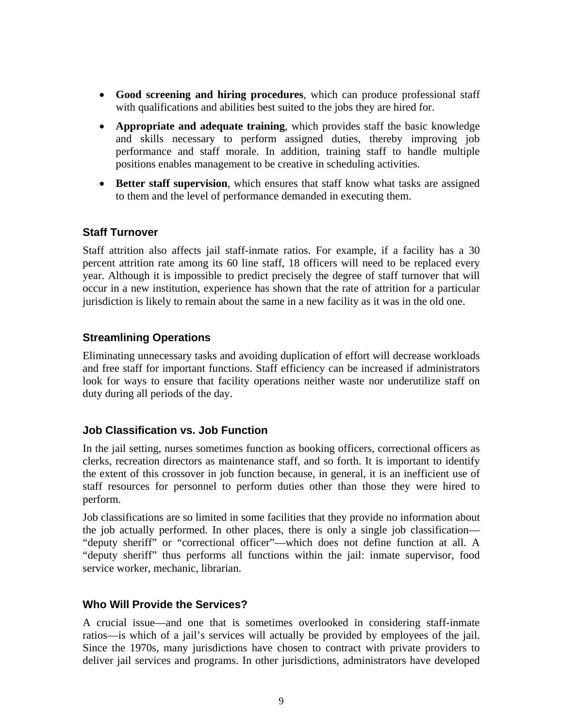- **Good screening and hiring procedures**, which can produce professional staff with qualifications and abilities best suited to the jobs they are hired for.
- **Appropriate and adequate training**, which provides staff the basic knowledge and skills necessary to perform assigned duties, thereby improving job performance and staff morale. In addition, training staff to handle multiple positions enables management to be creative in scheduling activities.
- **Better staff supervision**, which ensures that staff know what tasks are assigned to them and the level of performance demanded in executing them.

### Staff Turnover

Staff attrition also affects jail staff-inmate ratios. For example, if a facility has a 30 percent attrition rate among its 60 line staff, 18 officers will need to be replaced every year. Although it is impossible to predict precisely the degree of staff turnover that will occur in a new institution, experience has shown that the rate of attrition for a particular jurisdiction is likely to remain about the same in a new facility as it was in the old one.

### Streamlining Operations

Eliminating unnecessary tasks and avoiding duplication of effort will decrease workloads and free staff for important functions. Staff efficiency can be increased if administrators look for ways to ensure that facility operations neither waste nor underutilize staff on duty during all periods of the day.

### Job Classification vs. Job Function

In the jail setting, nurses sometimes function as booking officers, correctional officers as clerks, recreation directors as maintenance staff, and so forth. It is important to identify the extent of this crossover in job function because, in general, it is an inefficient use of staff resources for personnel to perform duties other than those they were hired to perform.

Job classifications are so limited in some facilities that they provide no information about the job actually performed. In other places, there is only a single job classification—"deputy sheriff" or "correctional officer"—which does not define function at all. A "deputy sheriff" thus performs all functions within the jail: inmate supervisor, food service worker, mechanic, librarian.

### Who Will Provide the Services?

A crucial issue—and one that is sometimes overlooked in considering staff-inmate ratios—is which of a jail's services will actually be provided by employees of the jail. Since the 1970s, many jurisdictions have chosen to contract with private providers to deliver jail services and programs. In other jurisdictions, administrators have developed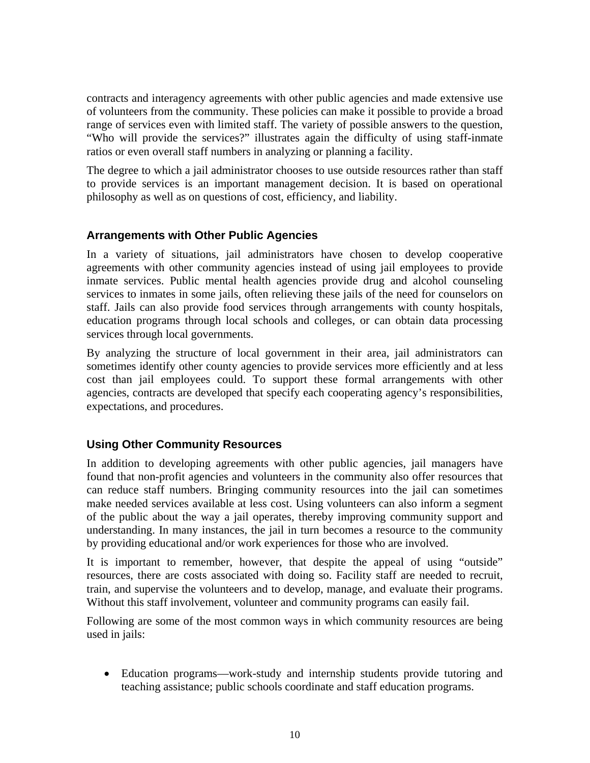contracts and interagency agreements with other public agencies and made extensive use of volunteers from the community. These policies can make it possible to provide a broad range of services even with limited staff. The variety of possible answers to the question, "Who will provide the services?" illustrates again the difficulty of using staff-inmate ratios or even overall staff numbers in analyzing or planning a facility.

The degree to which a jail administrator chooses to use outside resources rather than staff to provide services is an important management decision. It is based on operational philosophy as well as on questions of cost, efficiency, and liability.

### Arrangements with Other Public Agencies

In a variety of situations, jail administrators have chosen to develop cooperative agreements with other community agencies instead of using jail employees to provide inmate services. Public mental health agencies provide drug and alcohol counseling services to inmates in some jails, often relieving these jails of the need for counselors on staff. Jails can also provide food services through arrangements with county hospitals, education programs through local schools and colleges, or can obtain data processing services through local governments.

By analyzing the structure of local government in their area, jail administrators can sometimes identify other county agencies to provide services more efficiently and at less cost than jail employees could. To support these formal arrangements with other agencies, contracts are developed that specify each cooperating agency's responsibilities, expectations, and procedures.

### Using Other Community Resources

In addition to developing agreements with other public agencies, jail managers have found that non-profit agencies and volunteers in the community also offer resources that can reduce staff numbers. Bringing community resources into the jail can sometimes make needed services available at less cost. Using volunteers can also inform a segment of the public about the way a jail operates, thereby improving community support and understanding. In many instances, the jail in turn becomes a resource to the community by providing educational and/or work experiences for those who are involved.

It is important to remember, however, that despite the appeal of using "outside" resources, there are costs associated with doing so. Facility staff are needed to recruit, train, and supervise the volunteers and to develop, manage, and evaluate their programs. Without this staff involvement, volunteer and community programs can easily fail.

Following are some of the most common ways in which community resources are being used in jails:

- Education programs—work-study and internship students provide tutoring and teaching assistance; public schools coordinate and staff education programs.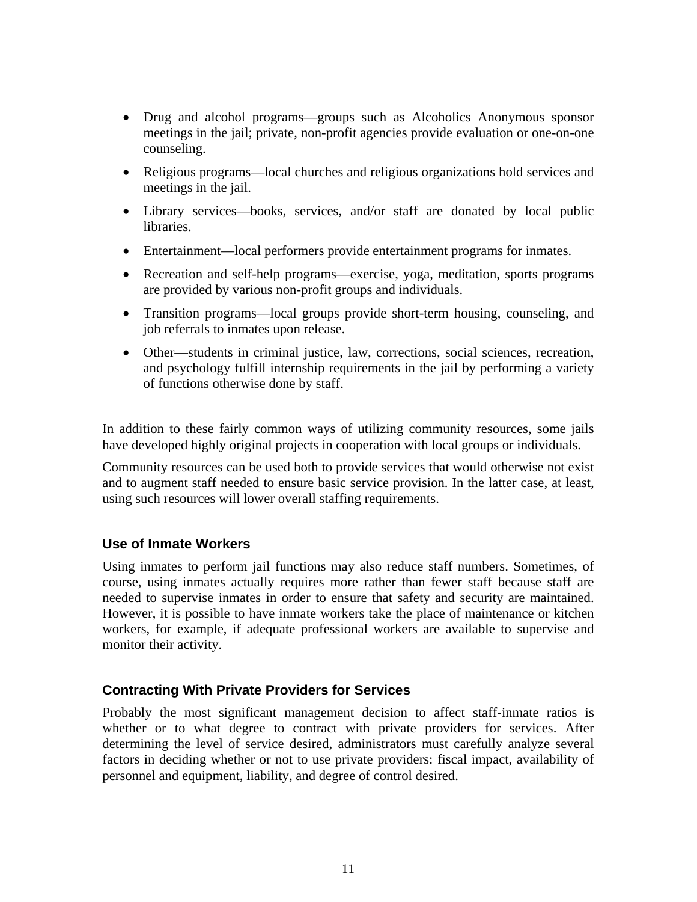- Drug and alcohol programs—groups such as Alcoholics Anonymous sponsor meetings in the jail; private, non-profit agencies provide evaluation or one-on-one counseling.
- Religious programs—local churches and religious organizations hold services and meetings in the jail.
- Library services—books, services, and/or staff are donated by local public libraries.
- Entertainment—local performers provide entertainment programs for inmates.
- Recreation and self-help programs—exercise, yoga, meditation, sports programs are provided by various non-profit groups and individuals.
- Transition programs—local groups provide short-term housing, counseling, and job referrals to inmates upon release.
- Other—students in criminal justice, law, corrections, social sciences, recreation, and psychology fulfill internship requirements in the jail by performing a variety of functions otherwise done by staff.

In addition to these fairly common ways of utilizing community resources, some jails have developed highly original projects in cooperation with local groups or individuals.

Community resources can be used both to provide services that would otherwise not exist and to augment staff needed to ensure basic service provision. In the latter case, at least, using such resources will lower overall staffing requirements.

### Use of Inmate Workers

Using inmates to perform jail functions may also reduce staff numbers. Sometimes, of course, using inmates actually requires more rather than fewer staff because staff are needed to supervise inmates in order to ensure that safety and security are maintained. However, it is possible to have inmate workers take the place of maintenance or kitchen workers, for example, if adequate professional workers are available to supervise and monitor their activity.

### Contracting With Private Providers for Services

Probably the most significant management decision to affect staff-inmate ratios is whether or to what degree to contract with private providers for services. After determining the level of service desired, administrators must carefully analyze several factors in deciding whether or not to use private providers: fiscal impact, availability of personnel and equipment, liability, and degree of control desired.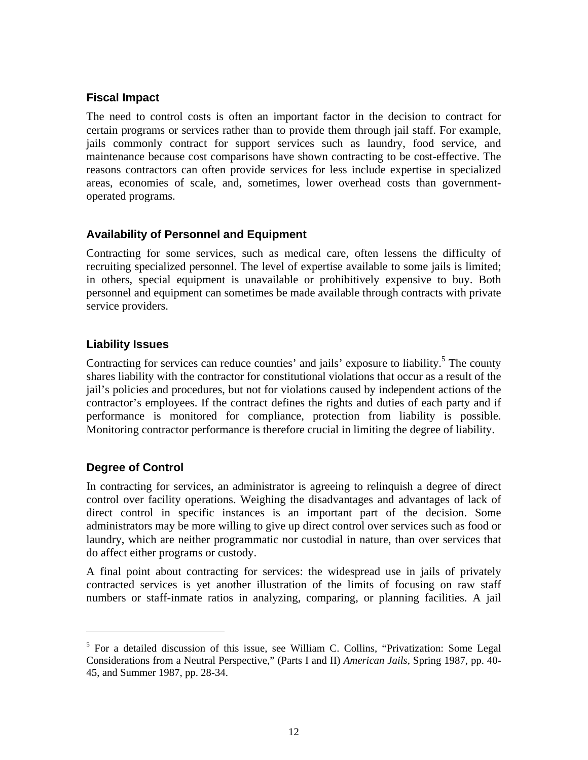### Fiscal Impact

The need to control costs is often an important factor in the decision to contract for certain programs or services rather than to provide them through jail staff. For example, jails commonly contract for support services such as laundry, food service, and maintenance because cost comparisons have shown contracting to be cost-effective. The reasons contractors can often provide services for less include expertise in specialized areas, economies of scale, and, sometimes, lower overhead costs than government-operated programs.

### Availability of Personnel and Equipment

Contracting for some services, such as medical care, often lessens the difficulty of recruiting specialized personnel. The level of expertise available to some jails is limited; in others, special equipment is unavailable or prohibitively expensive to buy. Both personnel and equipment can sometimes be made available through contracts with private service providers.

### Liability Issues

Contracting for services can reduce counties' and jails' exposure to liability.[5] The county shares liability with the contractor for constitutional violations that occur as a result of the jail's policies and procedures, but not for violations caused by independent actions of the contractor's employees. If the contract defines the rights and duties of each party and if performance is monitored for compliance, protection from liability is possible. Monitoring contractor performance is therefore crucial in limiting the degree of liability.

### Degree of Control

In contracting for services, an administrator is agreeing to relinquish a degree of direct control over facility operations. Weighing the disadvantages and advantages of lack of direct control in specific instances is an important part of the decision. Some administrators may be more willing to give up direct control over services such as food or laundry, which are neither programmatic nor custodial in nature, than over services that do affect either programs or custody.

A final point about contracting for services: the widespread use in jails of privately contracted services is yet another illustration of the limits of focusing on raw staff numbers or staff-inmate ratios in analyzing, comparing, or planning facilities. A jail

---

[5] For a detailed discussion of this issue, see William C. Collins, "Privatization: Some Legal Considerations from a Neutral Perspective," (Parts I and II) *American Jails*, Spring 1987, pp. 40-45, and Summer 1987, pp. 28-34.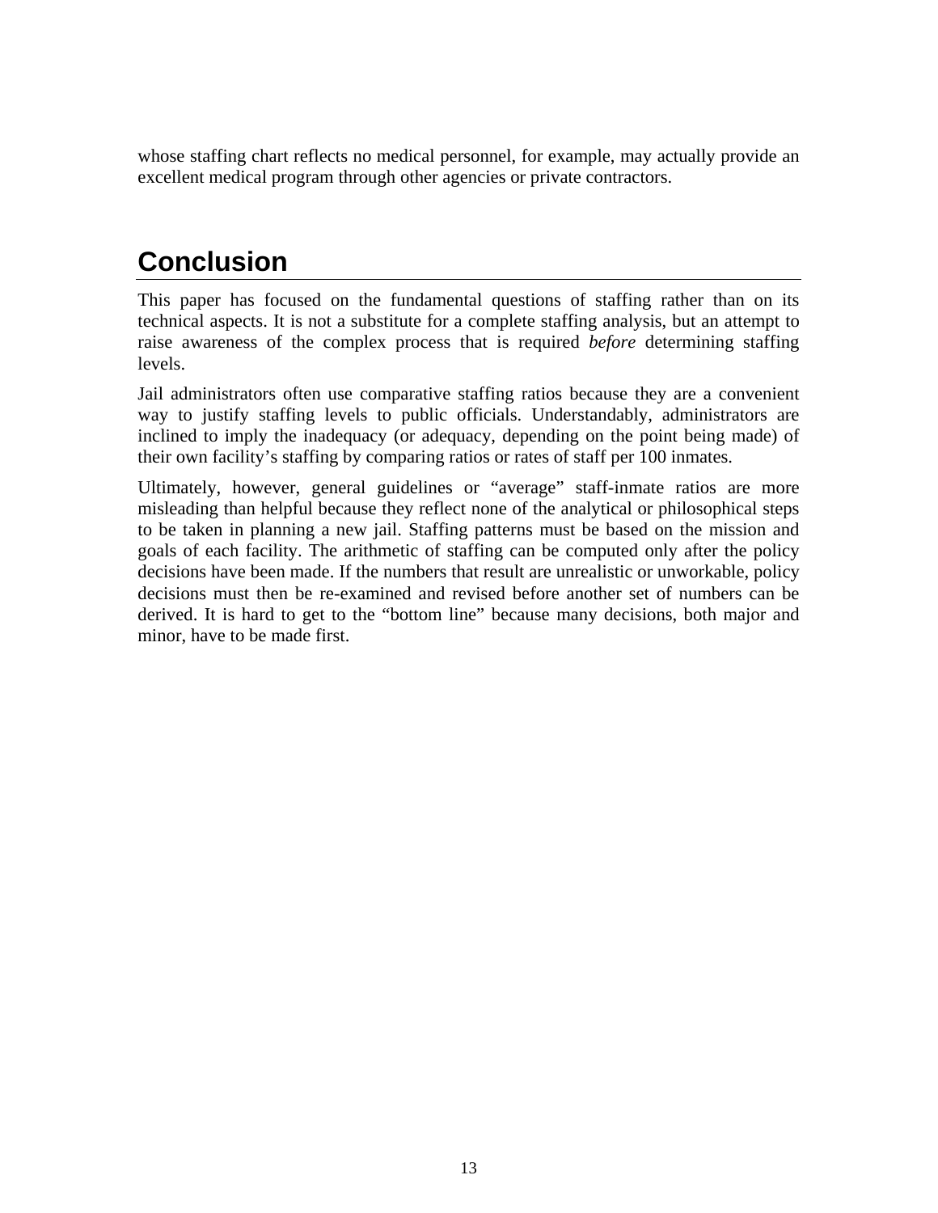whose staffing chart reflects no medical personnel, for example, may actually provide an excellent medical program through other agencies or private contractors.

## Conclusion

This paper has focused on the fundamental questions of staffing rather than on its technical aspects. It is not a substitute for a complete staffing analysis, but an attempt to raise awareness of the complex process that is required *before* determining staffing levels.

Jail administrators often use comparative staffing ratios because they are a convenient way to justify staffing levels to public officials. Understandably, administrators are inclined to imply the inadequacy (or adequacy, depending on the point being made) of their own facility's staffing by comparing ratios or rates of staff per 100 inmates.

Ultimately, however, general guidelines or "average" staff-inmate ratios are more misleading than helpful because they reflect none of the analytical or philosophical steps to be taken in planning a new jail. Staffing patterns must be based on the mission and goals of each facility. The arithmetic of staffing can be computed only after the policy decisions have been made. If the numbers that result are unrealistic or unworkable, policy decisions must then be re-examined and revised before another set of numbers can be derived. It is hard to get to the "bottom line" because many decisions, both major and minor, have to be made first.